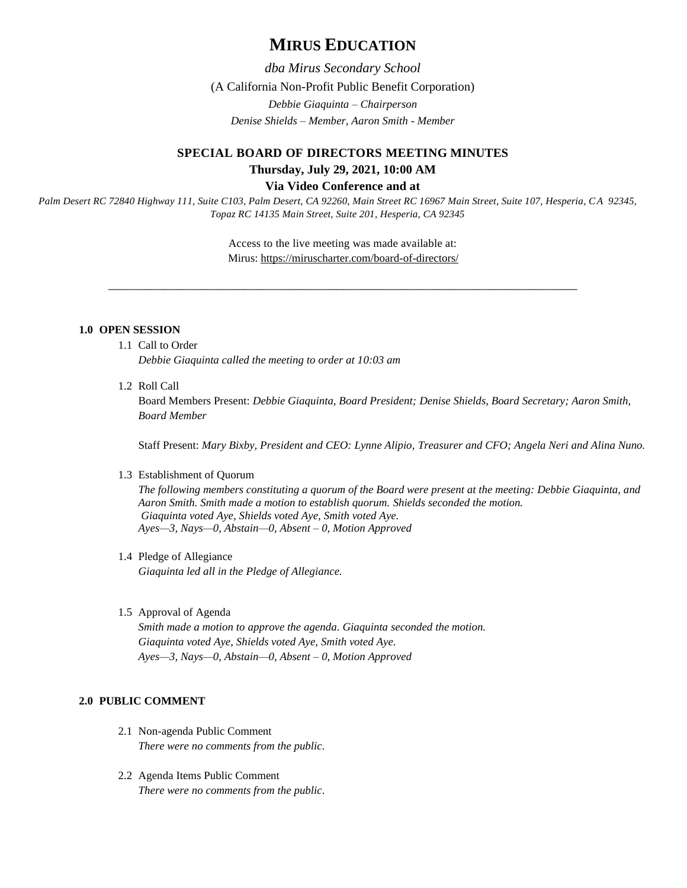# MIRUS EDUCATION

*dba Mirus Secondary School*

(A California Non-Profit Public Benefit Corporation)

*Debbie Giaquinta – Chairperson*

*Denise Shields – Member, Aaron Smith - Member*

## SPECIAL BOARD OF DIRECTORS MEETING MINUTES

**Thursday, July 29, 2021, 10:00 AM**

**Via Video Conference and at**

*Palm Desert RC 72840 Highway 111, Suite C103, Palm Desert, CA 92260, Main Street RC 16967 Main Street, Suite 107, Hesperia, CA 92345, Topaz RC 14135 Main Street, Suite 201, Hesperia, CA 92345*

Access to the live meeting was made available at:
Mirus: https://miruscharter.com/board-of-directors/

---

**1.0 OPEN SESSION**

1.1 Call to Order
*Debbie Giaquinta called the meeting to order at 10:03 am*

1.2 Roll Call
Board Members Present: *Debbie Giaquinta, Board President; Denise Shields, Board Secretary; Aaron Smith, Board Member*

Staff Present: *Mary Bixby, President and CEO: Lynne Alipio, Treasurer and CFO; Angela Neri and Alina Nuno.*

1.3 Establishment of Quorum
*The following members constituting a quorum of the Board were present at the meeting: Debbie Giaquinta, and Aaron Smith. Smith made a motion to establish quorum. Shields seconded the motion.*
*Giaquinta voted Aye, Shields voted Aye, Smith voted Aye.*
*Ayes—3, Nays—0, Abstain—0, Absent – 0, Motion Approved*

1.4 Pledge of Allegiance
*Giaquinta led all in the Pledge of Allegiance.*

1.5 Approval of Agenda
*Smith made a motion to approve the agenda. Giaquinta seconded the motion.*
*Giaquinta voted Aye, Shields voted Aye, Smith voted Aye.*
*Ayes—3, Nays—0, Abstain—0, Absent – 0, Motion Approved*

**2.0 PUBLIC COMMENT**

2.1 Non-agenda Public Comment
*There were no comments from the public.*

2.2 Agenda Items Public Comment
*There were no comments from the public.*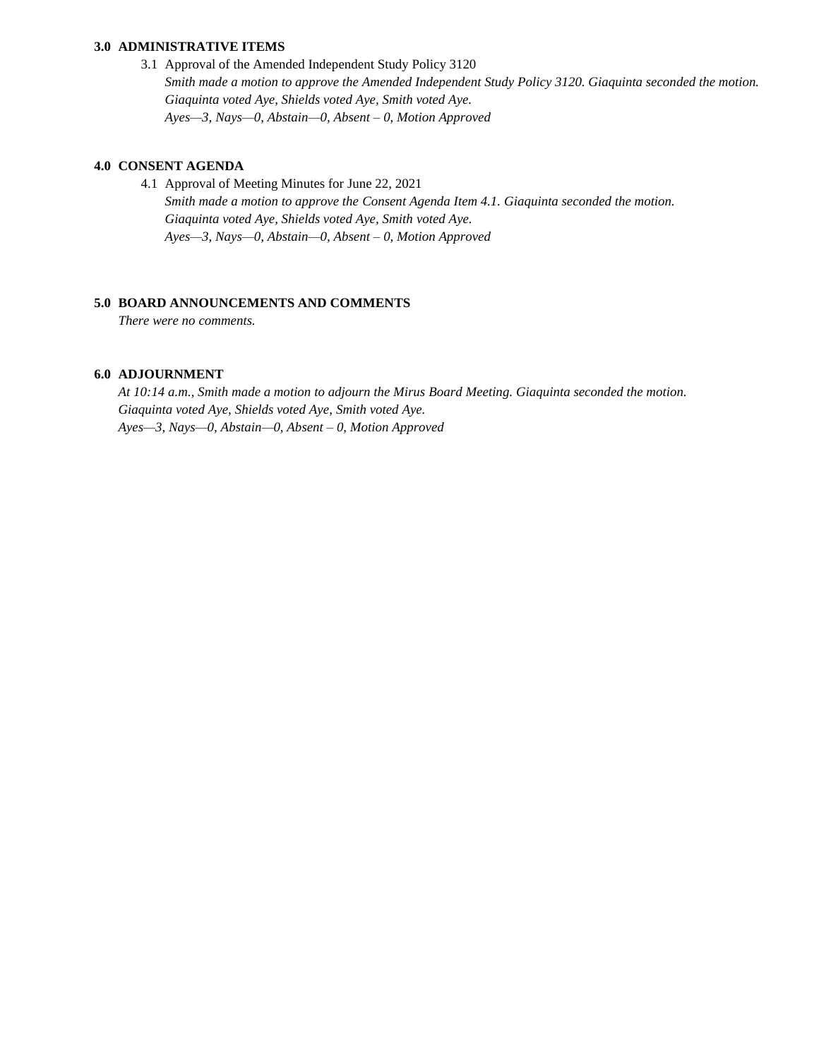**3.0 ADMINISTRATIVE ITEMS**

3.1 Approval of the Amended Independent Study Policy 3120

*Smith made a motion to approve the Amended Independent Study Policy 3120. Giaquinta seconded the motion. Giaquinta voted Aye, Shields voted Aye, Smith voted Aye.*

*Ayes—3, Nays—0, Abstain—0, Absent – 0, Motion Approved*

**4.0 CONSENT AGENDA**

4.1 Approval of Meeting Minutes for June 22, 2021

*Smith made a motion to approve the Consent Agenda Item 4.1. Giaquinta seconded the motion. Giaquinta voted Aye, Shields voted Aye, Smith voted Aye.*

*Ayes—3, Nays—0, Abstain—0, Absent – 0, Motion Approved*

**5.0 BOARD ANNOUNCEMENTS AND COMMENTS**

*There were no comments.*

**6.0 ADJOURNMENT**

*At 10:14 a.m., Smith made a motion to adjourn the Mirus Board Meeting. Giaquinta seconded the motion. Giaquinta voted Aye, Shields voted Aye, Smith voted Aye.*

*Ayes—3, Nays—0, Abstain—0, Absent – 0, Motion Approved*